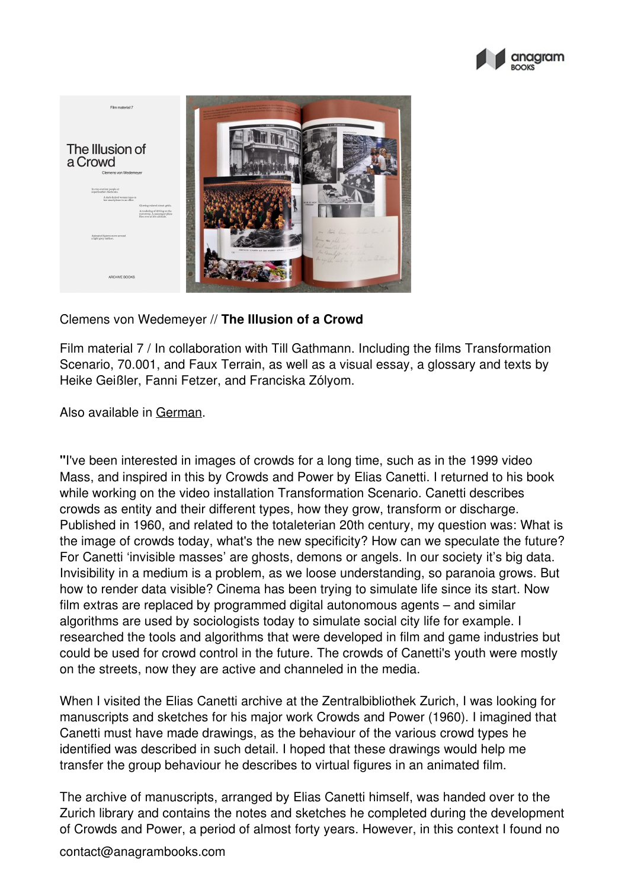Clemens von Wedemeyer // **The Illusion of a Crowd**

Film material 7 / In collaboration with Till Gathmann. Including the films Transformation Scenario, 70.001, and Faux Terrain, as well as a visual essay, a glossary and texts by Heike Geißler, Fanni Fetzer, and Franciska Zólyom.

Also available in German.

**"**I've been interested in images of crowds for a long time, such as in the 1999 video Mass, and inspired in this by Crowds and Power by Elias Canetti. I returned to his book while working on the video installation Transformation Scenario. Canetti describes crowds as entity and their different types, how they grow, transform or discharge. Published in 1960, and related to the totaleterian 20th century, my question was: What is the image of crowds today, what's the new specificity? How can we speculate the future? For Canetti 'invisible masses' are ghosts, demons or angels. In our society it's big data. Invisibility in a medium is a problem, as we loose understanding, so paranoia grows. But how to render data visible? Cinema has been trying to simulate life since its start. Now film extras are replaced by programmed digital autonomous agents – and similar algorithms are used by sociologists today to simulate social city life for example. I researched the tools and algorithms that were developed in film and game industries but could be used for crowd control in the future. The crowds of Canetti's youth were mostly on the streets, now they are active and channeled in the media.

When I visited the Elias Canetti archive at the Zentralbibliothek Zurich, I was looking for manuscripts and sketches for his major work Crowds and Power (1960). I imagined that Canetti must have made drawings, as the behaviour of the various crowd types he identified was described in such detail. I hoped that these drawings would help me transfer the group behaviour he describes to virtual figures in an animated film.

The archive of manuscripts, arranged by Elias Canetti himself, was handed over to the Zurich library and contains the notes and sketches he completed during the development of Crowds and Power, a period of almost forty years. However, in this context I found no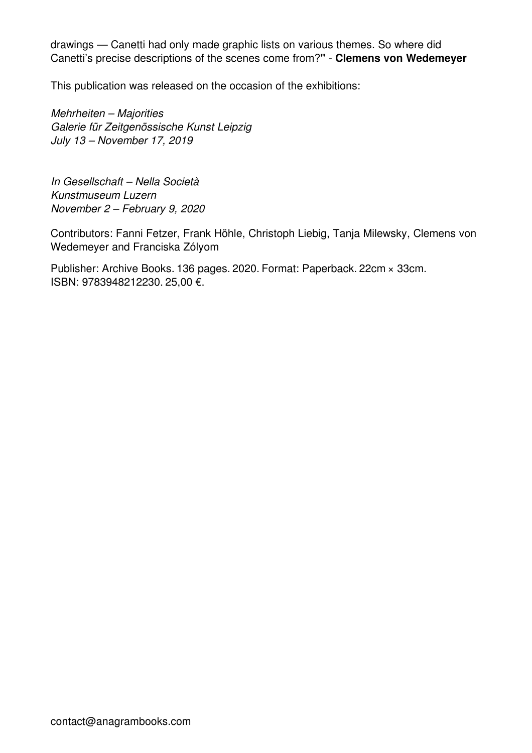drawings — Canetti had only made graphic lists on various themes. So where did Canetti's precise descriptions of the scenes come from?" - **Clemens von Wedemeyer**

This publication was released on the occasion of the exhibitions:

*Mehrheiten – Majorities*
*Galerie für Zeitgenössische Kunst Leipzig*
*July 13 – November 17, 2019*

*In Gesellschaft – Nella Società*
*Kunstmuseum Luzern*
*November 2 – February 9, 2020*

Contributors: Fanni Fetzer, Frank Höhle, Christoph Liebig, Tanja Milewsky, Clemens von Wedemeyer and Franciska Zólyom

Publisher: Archive Books. 136 pages. 2020. Format: Paperback. 22cm × 33cm.
ISBN: 9783948212230. 25,00 €.

contact@anagrambooks.com